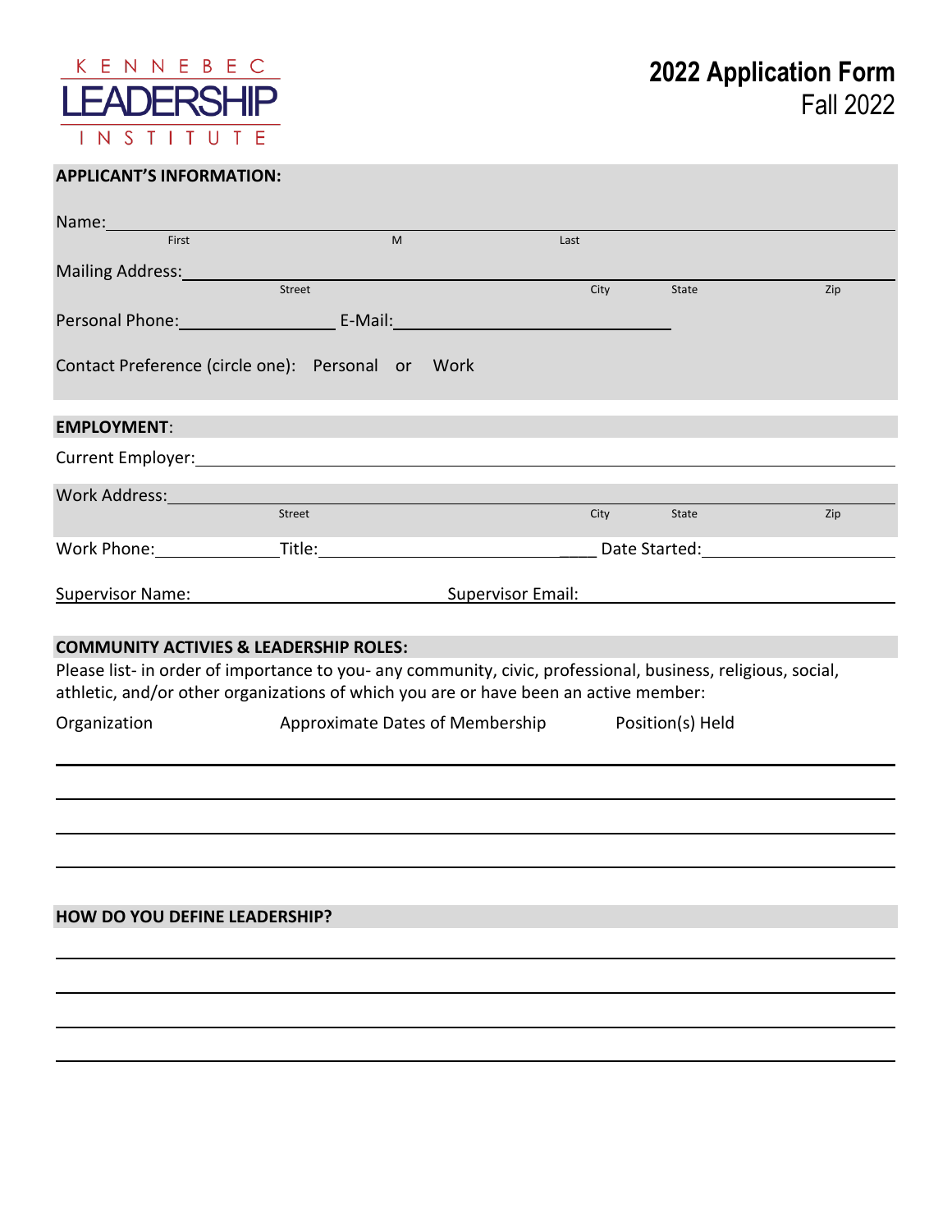KENNEBEC LEADERSHIP INSTITUTE

# 2022 Application Form
## Fall 2022

**APPLICANT'S INFORMATION:**

Name: ______________________________________________
First M Last

Mailing Address: ______________________________________________
Street City State Zip

Personal Phone: ________________ E-Mail: ____________________________

Contact Preference (circle one): Personal or Work

**EMPLOYMENT**:

Current Employer: ______________________________________________

Work Address: ______________________________________________
Street City State Zip

Work Phone: ______________ Title: ____________________________ Date Started: ________________

Supervisor Name: ______________________ Supervisor Email: ______________________

**COMMUNITY ACTIVIES & LEADERSHIP ROLES:**

Please list- in order of importance to you- any community, civic, professional, business, religious, social, athletic, and/or other organizations of which you are or have been an active member:

| Organization | Approximate Dates of Membership | Position(s) Held |
|---|---|---|
| | | |
| | | |
| | | |
| | | |

**HOW DO YOU DEFINE LEADERSHIP?**

______________________________________________

______________________________________________

______________________________________________

______________________________________________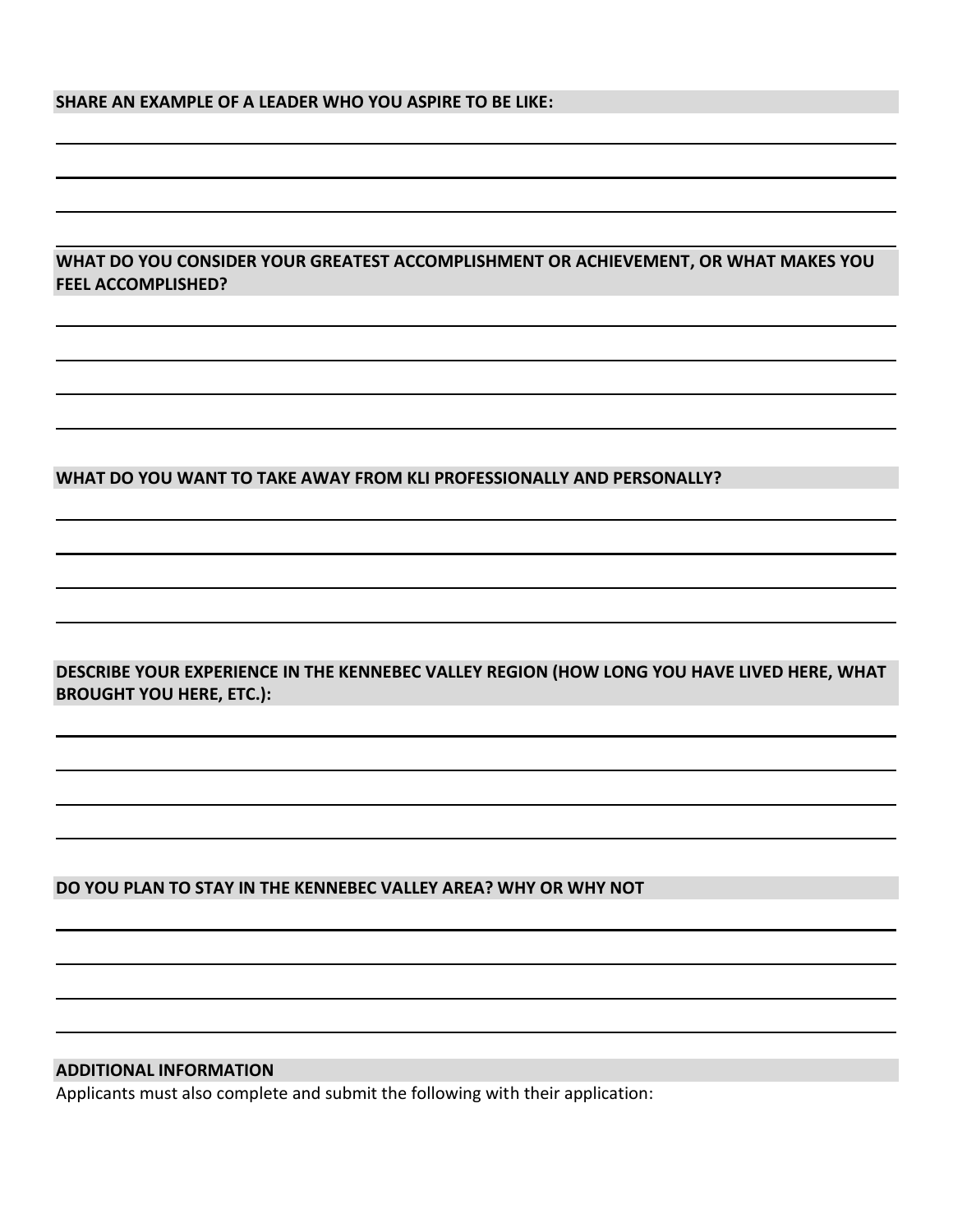**SHARE AN EXAMPLE OF A LEADER WHO YOU ASPIRE TO BE LIKE:**

**WHAT DO YOU CONSIDER YOUR GREATEST ACCOMPLISHMENT OR ACHIEVEMENT, OR WHAT MAKES YOU FEEL ACCOMPLISHED?**

**WHAT DO YOU WANT TO TAKE AWAY FROM KLI PROFESSIONALLY AND PERSONALLY?**

**DESCRIBE YOUR EXPERIENCE IN THE KENNEBEC VALLEY REGION (HOW LONG YOU HAVE LIVED HERE, WHAT BROUGHT YOU HERE, ETC.):**

**DO YOU PLAN TO STAY IN THE KENNEBEC VALLEY AREA? WHY OR WHY NOT**

**ADDITIONAL INFORMATION**

Applicants must also complete and submit the following with their application: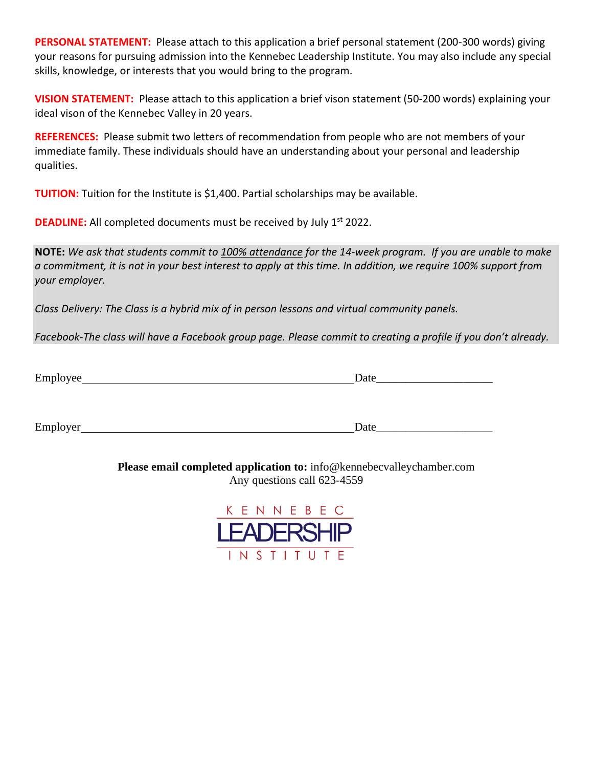**PERSONAL STATEMENT:** Please attach to this application a brief personal statement (200-300 words) giving your reasons for pursuing admission into the Kennebec Leadership Institute. You may also include any special skills, knowledge, or interests that you would bring to the program.

**VISION STATEMENT:** Please attach to this application a brief vison statement (50-200 words) explaining your ideal vison of the Kennebec Valley in 20 years.

**REFERENCES:** Please submit two letters of recommendation from people who are not members of your immediate family. These individuals should have an understanding about your personal and leadership qualities.

**TUITION:** Tuition for the Institute is $1,400. Partial scholarships may be available.

**DEADLINE:** All completed documents must be received by July 1st 2022.

**NOTE:** *We ask that students commit to 100% attendance for the 14-week program. If you are unable to make a commitment, it is not in your best interest to apply at this time. In addition, we require 100% support from your employer.*

*Class Delivery: The Class is a hybrid mix of in person lessons and virtual community panels.*

*Facebook-The class will have a Facebook group page. Please commit to creating a profile if you don't already.*

Employee_______________________________________________ Date___________________

Employer_______________________________________________ Date___________________

**Please email completed application to:** info@kennebecvalleychamber.com
Any questions call 623-4559

KENNEBEC LEADERSHIP INSTITUTE